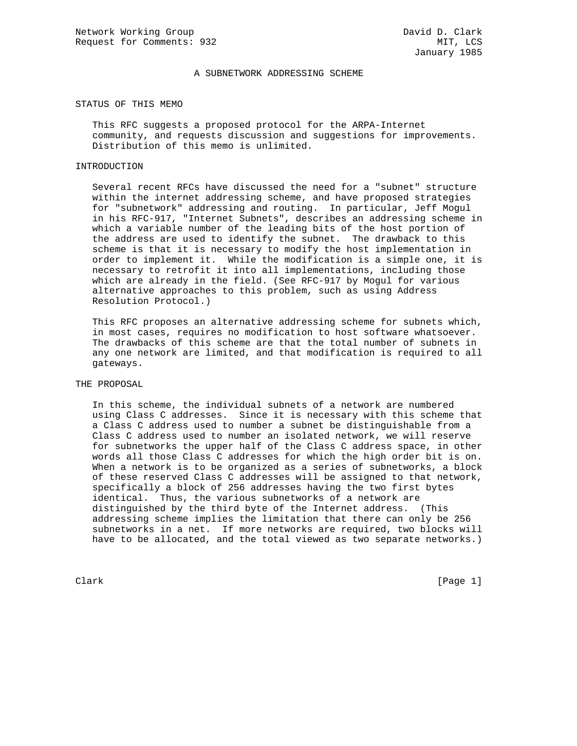Network Working Group David D. Clark
Request for Comments: 932 MIT, LCS
January 1985

# A SUBNETWORK ADDRESSING SCHEME

## STATUS OF THIS MEMO

This RFC suggests a proposed protocol for the ARPA-Internet community, and requests discussion and suggestions for improvements. Distribution of this memo is unlimited.

## INTRODUCTION

Several recent RFCs have discussed the need for a "subnet" structure within the internet addressing scheme, and have proposed strategies for "subnetwork" addressing and routing. In particular, Jeff Mogul in his RFC-917, "Internet Subnets", describes an addressing scheme in which a variable number of the leading bits of the host portion of the address are used to identify the subnet. The drawback to this scheme is that it is necessary to modify the host implementation in order to implement it. While the modification is a simple one, it is necessary to retrofit it into all implementations, including those which are already in the field. (See RFC-917 by Mogul for various alternative approaches to this problem, such as using Address Resolution Protocol.)

This RFC proposes an alternative addressing scheme for subnets which, in most cases, requires no modification to host software whatsoever. The drawbacks of this scheme are that the total number of subnets in any one network are limited, and that modification is required to all gateways.

## THE PROPOSAL

In this scheme, the individual subnets of a network are numbered using Class C addresses. Since it is necessary with this scheme that a Class C address used to number a subnet be distinguishable from a Class C address used to number an isolated network, we will reserve for subnetworks the upper half of the Class C address space, in other words all those Class C addresses for which the high order bit is on. When a network is to be organized as a series of subnetworks, a block of these reserved Class C addresses will be assigned to that network, specifically a block of 256 addresses having the two first bytes identical. Thus, the various subnetworks of a network are distinguished by the third byte of the Internet address. (This addressing scheme implies the limitation that there can only be 256 subnetworks in a net. If more networks are required, two blocks will have to be allocated, and the total viewed as two separate networks.)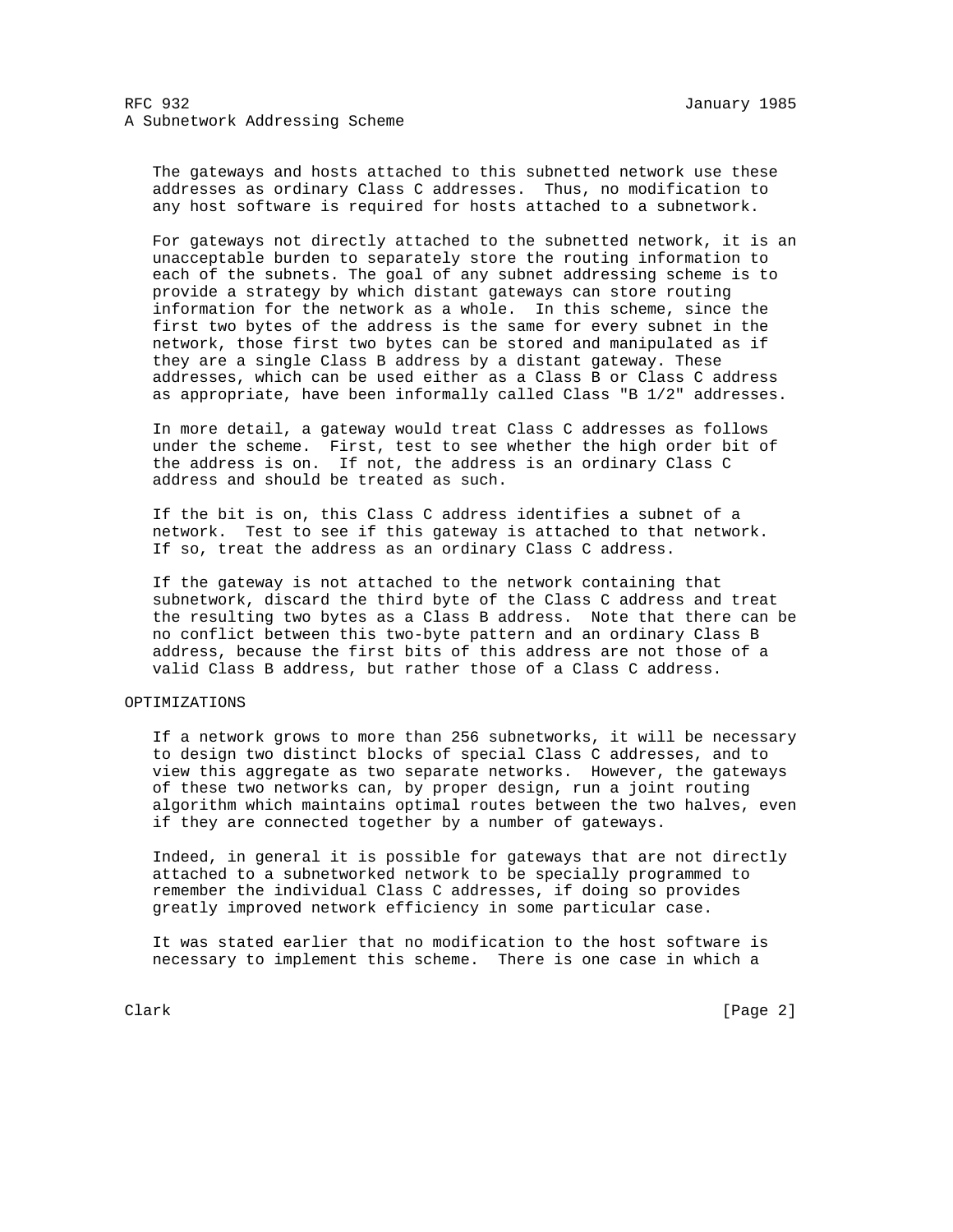The gateways and hosts attached to this subnetted network use these addresses as ordinary Class C addresses. Thus, no modification to any host software is required for hosts attached to a subnetwork.

For gateways not directly attached to the subnetted network, it is an unacceptable burden to separately store the routing information to each of the subnets. The goal of any subnet addressing scheme is to provide a strategy by which distant gateways can store routing information for the network as a whole. In this scheme, since the first two bytes of the address is the same for every subnet in the network, those first two bytes can be stored and manipulated as if they are a single Class B address by a distant gateway. These addresses, which can be used either as a Class B or Class C address as appropriate, have been informally called Class "B 1/2" addresses.

In more detail, a gateway would treat Class C addresses as follows under the scheme. First, test to see whether the high order bit of the address is on. If not, the address is an ordinary Class C address and should be treated as such.

If the bit is on, this Class C address identifies a subnet of a network. Test to see if this gateway is attached to that network. If so, treat the address as an ordinary Class C address.

If the gateway is not attached to the network containing that subnetwork, discard the third byte of the Class C address and treat the resulting two bytes as a Class B address. Note that there can be no conflict between this two-byte pattern and an ordinary Class B address, because the first bits of this address are not those of a valid Class B address, but rather those of a Class C address.

## OPTIMIZATIONS

If a network grows to more than 256 subnetworks, it will be necessary to design two distinct blocks of special Class C addresses, and to view this aggregate as two separate networks. However, the gateways of these two networks can, by proper design, run a joint routing algorithm which maintains optimal routes between the two halves, even if they are connected together by a number of gateways.

Indeed, in general it is possible for gateways that are not directly attached to a subnetworked network to be specially programmed to remember the individual Class C addresses, if doing so provides greatly improved network efficiency in some particular case.

It was stated earlier that no modification to the host software is necessary to implement this scheme. There is one case in which a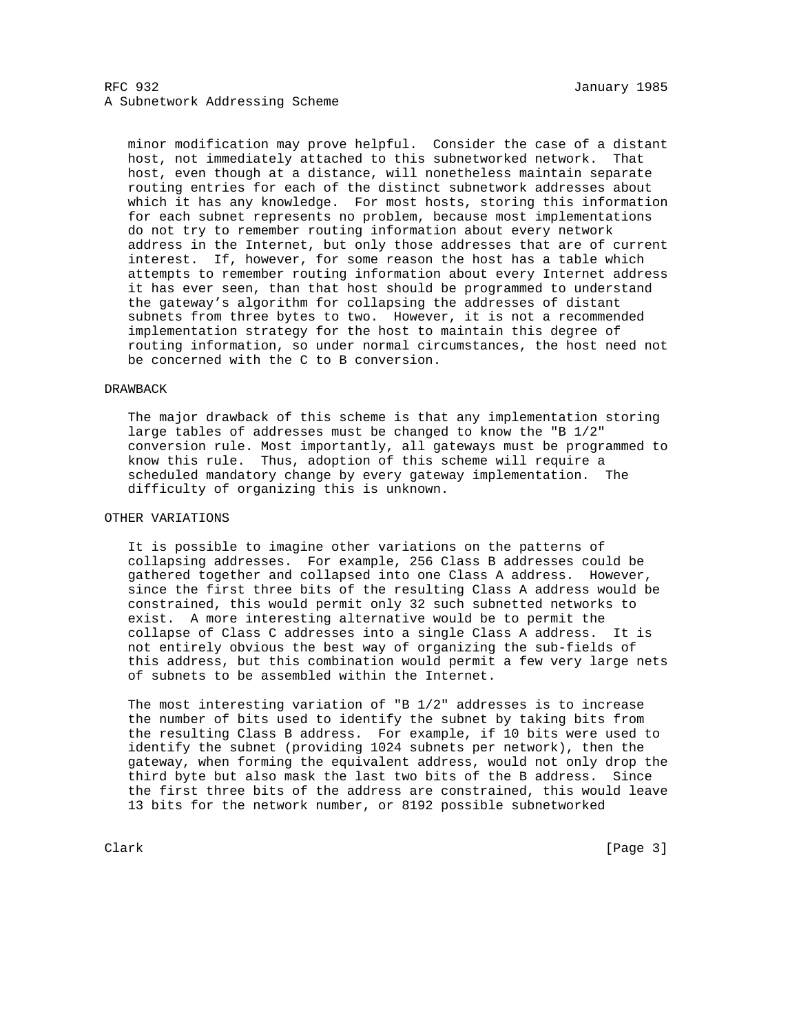minor modification may prove helpful. Consider the case of a distant host, not immediately attached to this subnetworked network. That host, even though at a distance, will nonetheless maintain separate routing entries for each of the distinct subnetwork addresses about which it has any knowledge. For most hosts, storing this information for each subnet represents no problem, because most implementations do not try to remember routing information about every network address in the Internet, but only those addresses that are of current interest. If, however, for some reason the host has a table which attempts to remember routing information about every Internet address it has ever seen, than that host should be programmed to understand the gateway's algorithm for collapsing the addresses of distant subnets from three bytes to two. However, it is not a recommended implementation strategy for the host to maintain this degree of routing information, so under normal circumstances, the host need not be concerned with the C to B conversion.

## DRAWBACK

The major drawback of this scheme is that any implementation storing large tables of addresses must be changed to know the "B 1/2" conversion rule. Most importantly, all gateways must be programmed to know this rule. Thus, adoption of this scheme will require a scheduled mandatory change by every gateway implementation. The difficulty of organizing this is unknown.

## OTHER VARIATIONS

It is possible to imagine other variations on the patterns of collapsing addresses. For example, 256 Class B addresses could be gathered together and collapsed into one Class A address. However, since the first three bits of the resulting Class A address would be constrained, this would permit only 32 such subnetted networks to exist. A more interesting alternative would be to permit the collapse of Class C addresses into a single Class A address. It is not entirely obvious the best way of organizing the sub-fields of this address, but this combination would permit a few very large nets of subnets to be assembled within the Internet.

The most interesting variation of "B 1/2" addresses is to increase the number of bits used to identify the subnet by taking bits from the resulting Class B address. For example, if 10 bits were used to identify the subnet (providing 1024 subnets per network), then the gateway, when forming the equivalent address, would not only drop the third byte but also mask the last two bits of the B address. Since the first three bits of the address are constrained, this would leave 13 bits for the network number, or 8192 possible subnetworked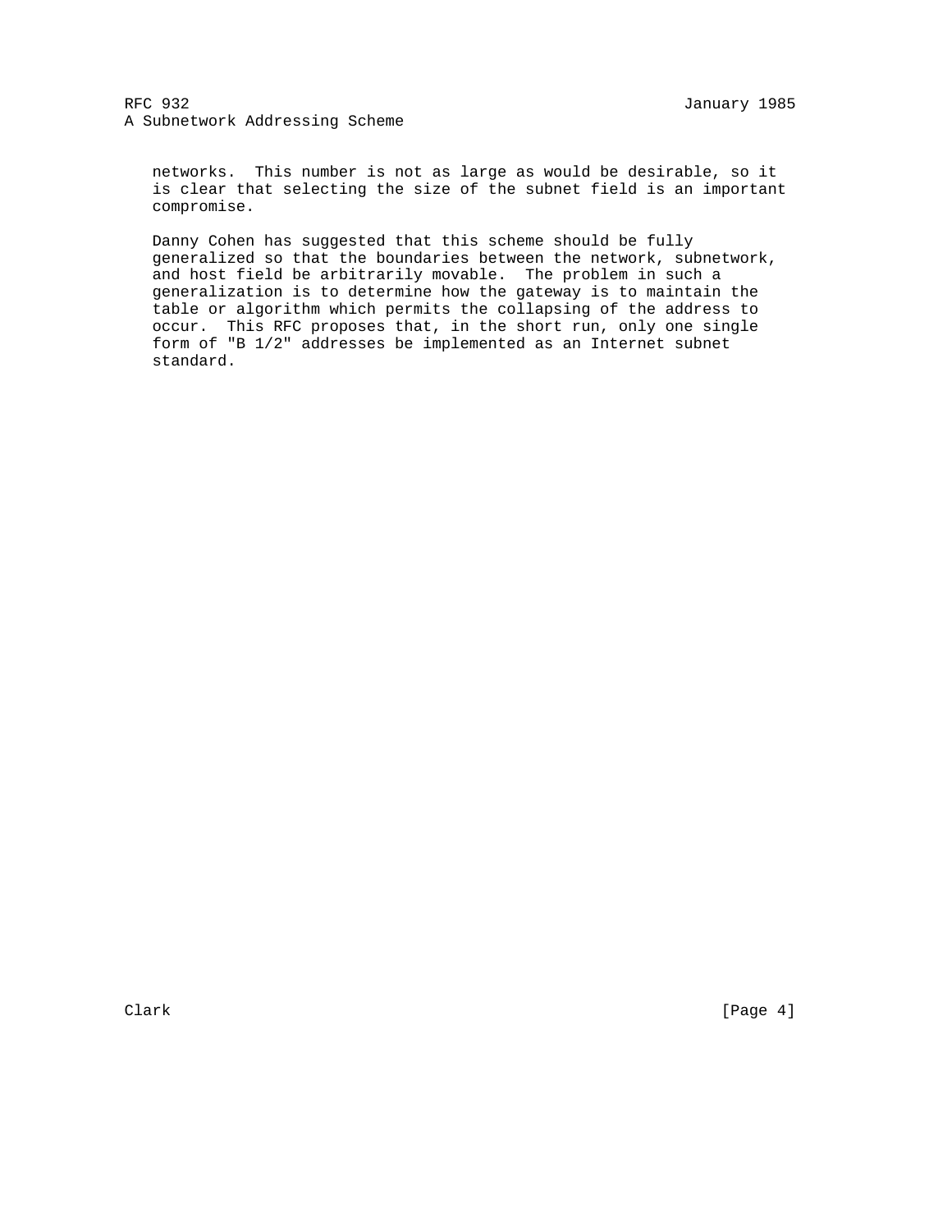networks. This number is not as large as would be desirable, so it is clear that selecting the size of the subnet field is an important compromise.

Danny Cohen has suggested that this scheme should be fully generalized so that the boundaries between the network, subnetwork, and host field be arbitrarily movable. The problem in such a generalization is to determine how the gateway is to maintain the table or algorithm which permits the collapsing of the address to occur. This RFC proposes that, in the short run, only one single form of "B 1/2" addresses be implemented as an Internet subnet standard.